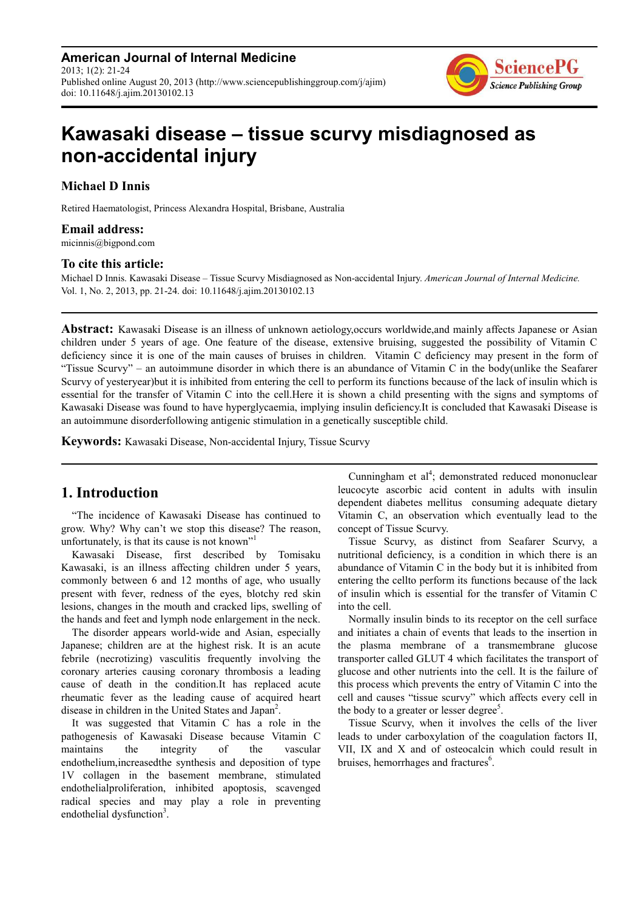# Kawasaki disease – tissue scurvy misdiagnosed as non-accidental injury

**Michael D Innis**

Retired Haematologist, Princess Alexandra Hospital, Brisbane, Australia

**Email address:**
micinnis@bigpond.com

**To cite this article:**
Michael D Innis. Kawasaki Disease – Tissue Scurvy Misdiagnosed as Non-accidental Injury. *American Journal of Internal Medicine.* Vol. 1, No. 2, 2013, pp. 21-24. doi: 10.11648/j.ajim.20130102.13

---

**Abstract:** Kawasaki Disease is an illness of unknown aetiology,occurs worldwide,and mainly affects Japanese or Asian children under 5 years of age. One feature of the disease, extensive bruising, suggested the possibility of Vitamin C deficiency since it is one of the main causes of bruises in children. Vitamin C deficiency may present in the form of "Tissue Scurvy" – an autoimmune disorder in which there is an abundance of Vitamin C in the body(unlike the Seafarer Scurvy of yesteryear)but it is inhibited from entering the cell to perform its functions because of the lack of insulin which is essential for the transfer of Vitamin C into the cell.Here it is shown a child presenting with the signs and symptoms of Kawasaki Disease was found to have hyperglycaemia, implying insulin deficiency.It is concluded that Kawasaki Disease is an autoimmune disorderfollowing antigenic stimulation in a genetically susceptible child.

**Keywords:** Kawasaki Disease, Non-accidental Injury, Tissue Scurvy

---

## 1. Introduction

"The incidence of Kawasaki Disease has continued to grow. Why? Why can't we stop this disease? The reason, unfortunately, is that its cause is not known"[1]

Kawasaki Disease, first described by Tomisaku Kawasaki, is an illness affecting children under 5 years, commonly between 6 and 12 months of age, who usually present with fever, redness of the eyes, blotchy red skin lesions, changes in the mouth and cracked lips, swelling of the hands and feet and lymph node enlargement in the neck.

The disorder appears world-wide and Asian, especially Japanese; children are at the highest risk. It is an acute febrile (necrotizing) vasculitis frequently involving the coronary arteries causing coronary thrombosis a leading cause of death in the condition.It has replaced acute rheumatic fever as the leading cause of acquired heart disease in children in the United States and Japan[2].

It was suggested that Vitamin C has a role in the pathogenesis of Kawasaki Disease because Vitamin C maintains the integrity of the vascular endothelium,increasedthe synthesis and deposition of type 1V collagen in the basement membrane, stimulated endothelialproliferation, inhibited apoptosis, scavenged radical species and may play a role in preventing endothelial dysfunction[3].

Cunningham et al[4]; demonstrated reduced mononuclear leucocyte ascorbic acid content in adults with insulin dependent diabetes mellitus consuming adequate dietary Vitamin C, an observation which eventually lead to the concept of Tissue Scurvy.

Tissue Scurvy, as distinct from Seafarer Scurvy, a nutritional deficiency, is a condition in which there is an abundance of Vitamin C in the body but it is inhibited from entering the cellto perform its functions because of the lack of insulin which is essential for the transfer of Vitamin C into the cell.

Normally insulin binds to its receptor on the cell surface and initiates a chain of events that leads to the insertion in the plasma membrane of a transmembrane glucose transporter called GLUT 4 which facilitates the transport of glucose and other nutrients into the cell. It is the failure of this process which prevents the entry of Vitamin C into the cell and causes "tissue scurvy" which affects every cell in the body to a greater or lesser degree[5].

Tissue Scurvy, when it involves the cells of the liver leads to under carboxylation of the coagulation factors II, VII, IX and X and of osteocalcin which could result in bruises, hemorrhages and fractures[6].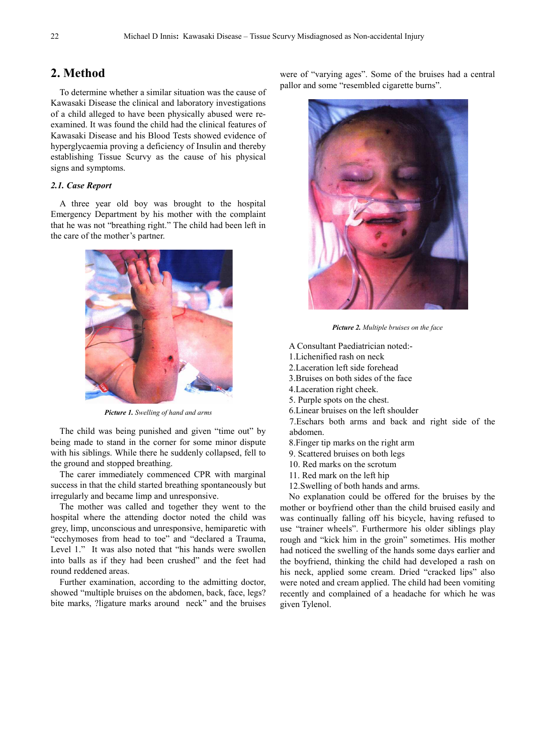## 2. Method

To determine whether a similar situation was the cause of Kawasaki Disease the clinical and laboratory investigations of a child alleged to have been physically abused were re-examined. It was found the child had the clinical features of Kawasaki Disease and his Blood Tests showed evidence of hyperglycaemia proving a deficiency of Insulin and thereby establishing Tissue Scurvy as the cause of his physical signs and symptoms.

### *2.1. Case Report*

A three year old boy was brought to the hospital Emergency Department by his mother with the complaint that he was not "breathing right." The child had been left in the care of the mother's partner.

***Picture 1.*** *Swelling of hand and arms*

The child was being punished and given "time out" by being made to stand in the corner for some minor dispute with his siblings. While there he suddenly collapsed, fell to the ground and stopped breathing.

The carer immediately commenced CPR with marginal success in that the child started breathing spontaneously but irregularly and became limp and unresponsive.

The mother was called and together they went to the hospital where the attending doctor noted the child was grey, limp, unconscious and unresponsive, hemiparetic with "ecchymoses from head to toe" and "declared a Trauma, Level 1." It was also noted that "his hands were swollen into balls as if they had been crushed" and the feet had round reddened areas.

Further examination, according to the admitting doctor, showed "multiple bruises on the abdomen, back, face, legs? bite marks, ?ligature marks around neck" and the bruises were of "varying ages". Some of the bruises had a central pallor and some "resembled cigarette burns".

***Picture 2.*** *Multiple bruises on the face*

A Consultant Paediatrician noted:-

1. Lichenified rash on neck
2. Laceration left side forehead
3. Bruises on both sides of the face
4. Laceration right cheek.
5. Purple spots on the chest.
6. Linear bruises on the left shoulder
7. Eschars both arms and back and right side of the abdomen.
8. Finger tip marks on the right arm
9. Scattered bruises on both legs
10. Red marks on the scrotum
11. Red mark on the left hip
12. Swelling of both hands and arms.

No explanation could be offered for the bruises by the mother or boyfriend other than the child bruised easily and was continually falling off his bicycle, having refused to use "trainer wheels". Furthermore his older siblings play rough and "kick him in the groin" sometimes. His mother had noticed the swelling of the hands some days earlier and the boyfriend, thinking the child had developed a rash on his neck, applied some cream. Dried "cracked lips" also were noted and cream applied. The child had been vomiting recently and complained of a headache for which he was given Tylenol.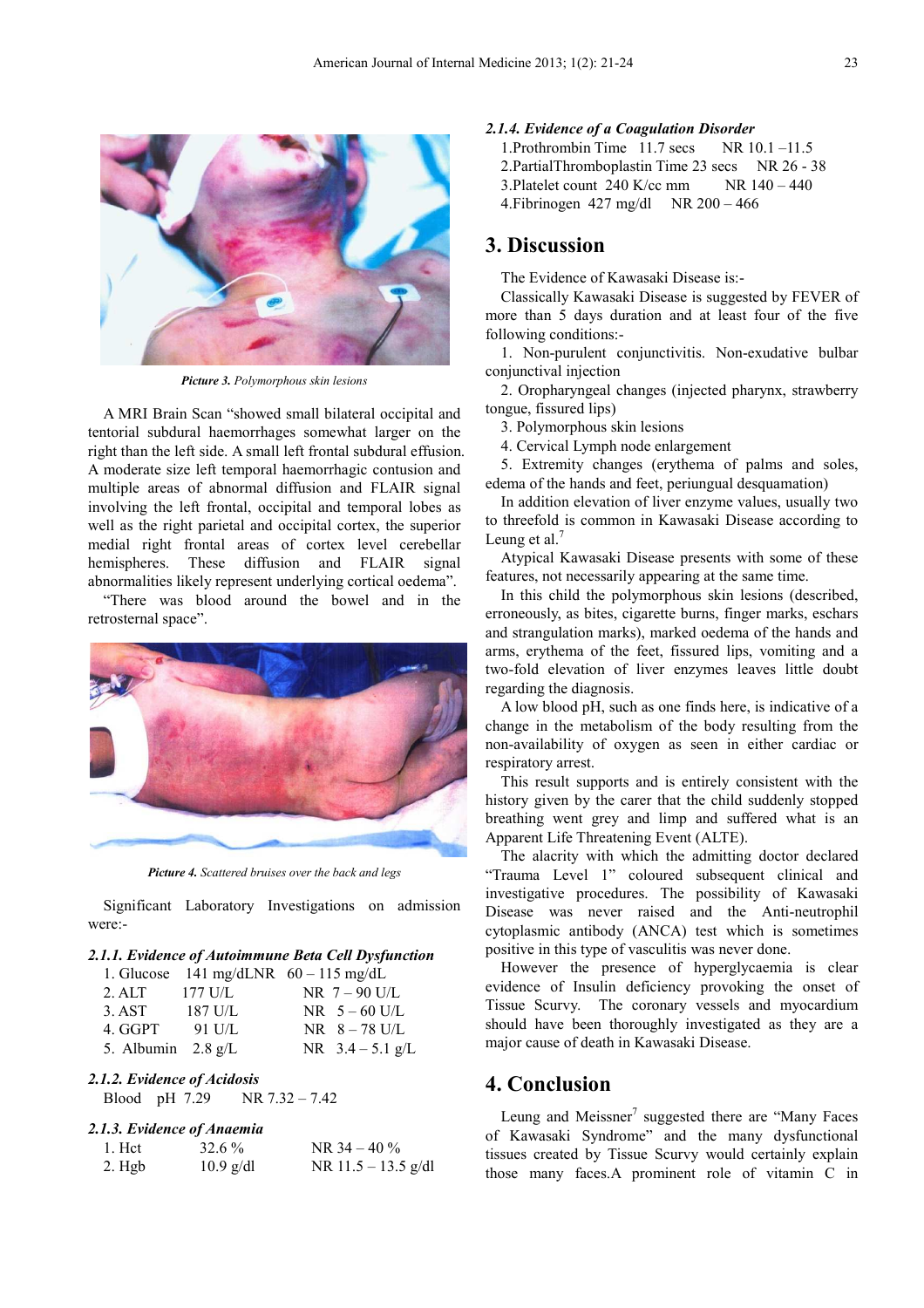*Picture 3. Polymorphous skin lesions*

A MRI Brain Scan "showed small bilateral occipital and tentorial subdural haemorrhages somewhat larger on the right than the left side. A small left frontal subdural effusion. A moderate size left temporal haemorrhagic contusion and multiple areas of abnormal diffusion and FLAIR signal involving the left frontal, occipital and temporal lobes as well as the right parietal and occipital cortex, the superior medial right frontal areas of cortex level cerebellar hemispheres. These diffusion and FLAIR signal abnormalities likely represent underlying cortical oedema".

"There was blood around the bowel and in the retrosternal space".

*Picture 4. Scattered bruises over the back and legs*

Significant Laboratory Investigations on admission were:-

#### 2.1.1. Evidence of Autoimmune Beta Cell Dysfunction

| | | |
|---|---|---|
| 1. Glucose | 141 mg/dL | NR 60 – 115 mg/dL |
| 2. ALT | 177 U/L | NR 7 – 90 U/L |
| 3. AST | 187 U/L | NR 5 – 60 U/L |
| 4. GGPT | 91 U/L | NR 8 – 78 U/L |
| 5. Albumin | 2.8 g/L | NR 3.4 – 5.1 g/L |

#### 2.1.2. Evidence of Acidosis

Blood pH 7.29 NR 7.32 – 7.42

#### 2.1.3. Evidence of Anaemia

| | | |
|---|---|---|
| 1. Hct | 32.6 % | NR 34 – 40 % |
| 2. Hgb | 10.9 g/dl | NR 11.5 – 13.5 g/dl |

#### 2.1.4. Evidence of a Coagulation Disorder

1. Prothrombin Time 11.7 secs NR 10.1 –11.5
2. PartialThromboplastin Time 23 secs NR 26 - 38
3. Platelet count 240 K/cc mm NR 140 – 440
4. Fibrinogen 427 mg/dl NR 200 – 466

## 3. Discussion

The Evidence of Kawasaki Disease is:-

Classically Kawasaki Disease is suggested by FEVER of more than 5 days duration and at least four of the five following conditions:-

1. Non-purulent conjunctivitis. Non-exudative bulbar conjunctival injection
2. Oropharyngeal changes (injected pharynx, strawberry tongue, fissured lips)
3. Polymorphous skin lesions
4. Cervical Lymph node enlargement
5. Extremity changes (erythema of palms and soles, edema of the hands and feet, periungual desquamation)

In addition elevation of liver enzyme values, usually two to threefold is common in Kawasaki Disease according to Leung et al.[7]

Atypical Kawasaki Disease presents with some of these features, not necessarily appearing at the same time.

In this child the polymorphous skin lesions (described, erroneously, as bites, cigarette burns, finger marks, eschars and strangulation marks), marked oedema of the hands and arms, erythema of the feet, fissured lips, vomiting and a two-fold elevation of liver enzymes leaves little doubt regarding the diagnosis.

A low blood pH, such as one finds here, is indicative of a change in the metabolism of the body resulting from the non-availability of oxygen as seen in either cardiac or respiratory arrest.

This result supports and is entirely consistent with the history given by the carer that the child suddenly stopped breathing went grey and limp and suffered what is an Apparent Life Threatening Event (ALTE).

The alacrity with which the admitting doctor declared "Trauma Level 1" coloured subsequent clinical and investigative procedures. The possibility of Kawasaki Disease was never raised and the Anti-neutrophil cytoplasmic antibody (ANCA) test which is sometimes positive in this type of vasculitis was never done.

However the presence of hyperglycaemia is clear evidence of Insulin deficiency provoking the onset of Tissue Scurvy. The coronary vessels and myocardium should have been thoroughly investigated as they are a major cause of death in Kawasaki Disease.

## 4. Conclusion

Leung and Meissner[7] suggested there are "Many Faces of Kawasaki Syndrome" and the many dysfunctional tissues created by Tissue Scurvy would certainly explain those many faces.A prominent role of vitamin C in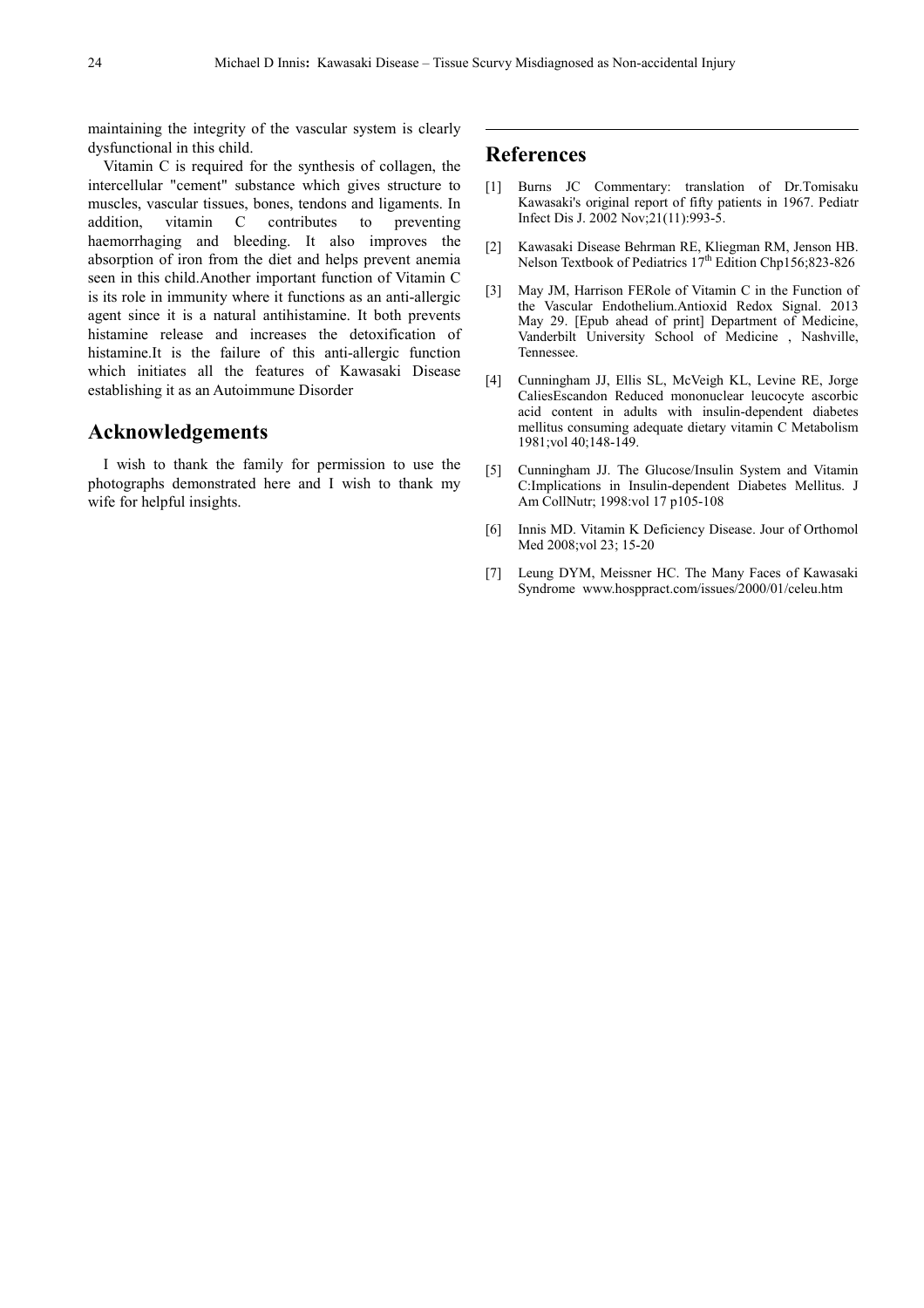maintaining the integrity of the vascular system is clearly dysfunctional in this child.

Vitamin C is required for the synthesis of collagen, the intercellular "cement" substance which gives structure to muscles, vascular tissues, bones, tendons and ligaments. In addition, vitamin C contributes to preventing haemorrhaging and bleeding. It also improves the absorption of iron from the diet and helps prevent anemia seen in this child.Another important function of Vitamin C is its role in immunity where it functions as an anti-allergic agent since it is a natural antihistamine. It both prevents histamine release and increases the detoxification of histamine.It is the failure of this anti-allergic function which initiates all the features of Kawasaki Disease establishing it as an Autoimmune Disorder

## Acknowledgements

I wish to thank the family for permission to use the photographs demonstrated here and I wish to thank my wife for helpful insights.

## References

[1] Burns JC Commentary: translation of Dr.Tomisaku Kawasaki's original report of fifty patients in 1967. Pediatr Infect Dis J. 2002 Nov;21(11):993-5.

[2] Kawasaki Disease Behrman RE, Kliegman RM, Jenson HB. Nelson Textbook of Pediatrics 17th Edition Chp156;823-826

[3] May JM, Harrison FERole of Vitamin C in the Function of the Vascular Endothelium.Antioxid Redox Signal. 2013 May 29. [Epub ahead of print] Department of Medicine, Vanderbilt University School of Medicine , Nashville, Tennessee.

[4] Cunningham JJ, Ellis SL, McVeigh KL, Levine RE, Jorge CaliesEscandon Reduced mononuclear leucocyte ascorbic acid content in adults with insulin-dependent diabetes mellitus consuming adequate dietary vitamin C Metabolism 1981;vol 40;148-149.

[5] Cunningham JJ. The Glucose/Insulin System and Vitamin C:Implications in Insulin-dependent Diabetes Mellitus. J Am CollNutr; 1998:vol 17 p105-108

[6] Innis MD. Vitamin K Deficiency Disease. Jour of Orthomol Med 2008;vol 23; 15-20

[7] Leung DYM, Meissner HC. The Many Faces of Kawasaki Syndrome www.hosppract.com/issues/2000/01/celeu.htm